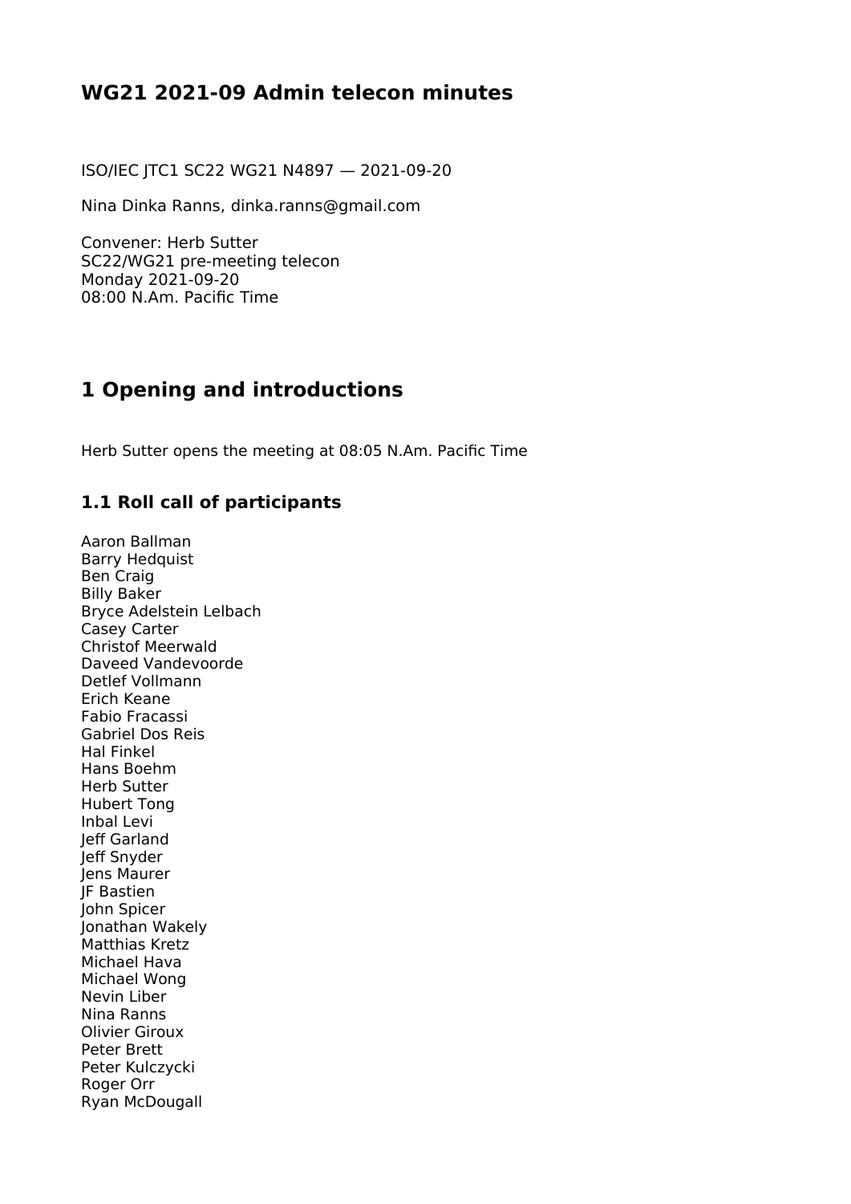# WG21 2021-09 Admin telecon minutes

ISO/IEC JTC1 SC22 WG21 N4897 — 2021-09-20

Nina Dinka Ranns, dinka.ranns@gmail.com

Convener: Herb Sutter
SC22/WG21 pre-meeting telecon
Monday 2021-09-20
08:00 N.Am. Pacific Time

## 1 Opening and introductions

Herb Sutter opens the meeting at 08:05 N.Am. Pacific Time

### 1.1 Roll call of participants

Aaron Ballman
Barry Hedquist
Ben Craig
Billy Baker
Bryce Adelstein Lelbach
Casey Carter
Christof Meerwald
Daveed Vandevoorde
Detlef Vollmann
Erich Keane
Fabio Fracassi
Gabriel Dos Reis
Hal Finkel
Hans Boehm
Herb Sutter
Hubert Tong
Inbal Levi
Jeff Garland
Jeff Snyder
Jens Maurer
JF Bastien
John Spicer
Jonathan Wakely
Matthias Kretz
Michael Hava
Michael Wong
Nevin Liber
Nina Ranns
Olivier Giroux
Peter Brett
Peter Kulczycki
Roger Orr
Ryan McDougall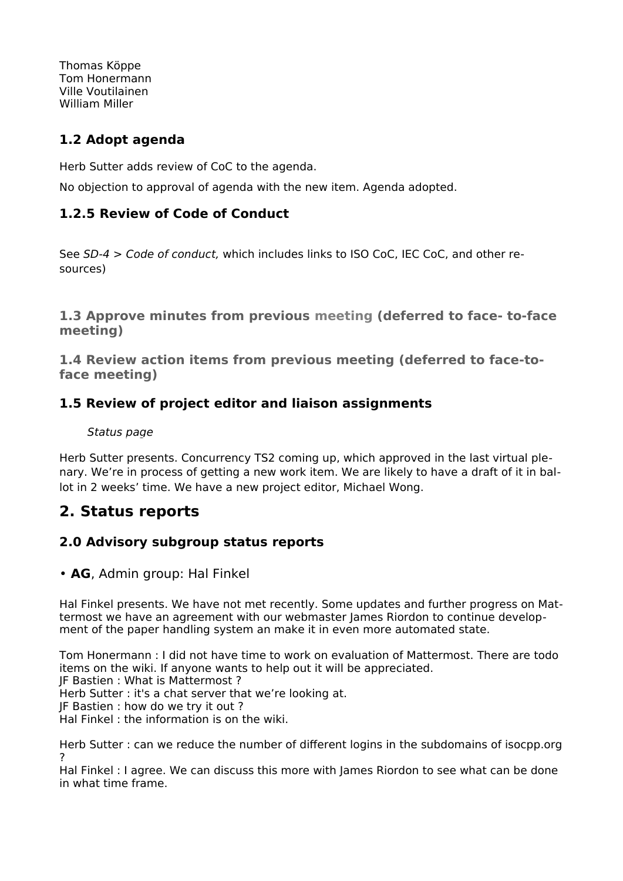Thomas Köppe
Tom Honermann
Ville Voutilainen
William Miller

### 1.2 Adopt agenda

Herb Sutter adds review of CoC to the agenda.

No objection to approval of agenda with the new item. Agenda adopted.

### 1.2.5 Review of Code of Conduct

See *SD-4 > Code of conduct,* which includes links to ISO CoC, IEC CoC, and other resources)

### 1.3 Approve minutes from previous meeting (deferred to face- to-face meeting)

### 1.4 Review action items from previous meeting (deferred to face-to-face meeting)

### 1.5 Review of project editor and liaison assignments

*Status page*

Herb Sutter presents. Concurrency TS2 coming up, which approved in the last virtual plenary. We're in process of getting a new work item. We are likely to have a draft of it in ballot in 2 weeks' time. We have a new project editor, Michael Wong.

## 2. Status reports

### 2.0 Advisory subgroup status reports

- **AG**, Admin group: Hal Finkel

Hal Finkel presents. We have not met recently. Some updates and further progress on Mattermost we have an agreement with our webmaster James Riordon to continue development of the paper handling system an make it in even more automated state.

Tom Honermann : I did not have time to work on evaluation of Mattermost. There are todo items on the wiki. If anyone wants to help out it will be appreciated.
JF Bastien : What is Mattermost ?
Herb Sutter : it's a chat server that we're looking at.
JF Bastien : how do we try it out ?
Hal Finkel : the information is on the wiki.

Herb Sutter : can we reduce the number of different logins in the subdomains of isocpp.org ?
Hal Finkel : I agree. We can discuss this more with James Riordon to see what can be done in what time frame.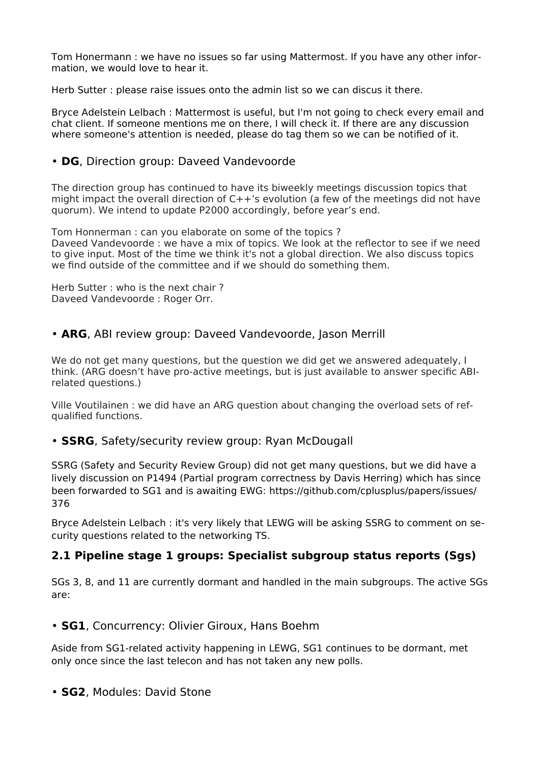Tom Honermann : we have no issues so far using Mattermost. If you have any other information, we would love to hear it.

Herb Sutter : please raise issues onto the admin list so we can discus it there.

Bryce Adelstein Lelbach : Mattermost is useful, but I'm not going to check every email and chat client. If someone mentions me on there, I will check it. If there are any discussion where someone's attention is needed, please do tag them so we can be notified of it.

- **DG**, Direction group: Daveed Vandevoorde

The direction group has continued to have its biweekly meetings discussion topics that might impact the overall direction of C++'s evolution (a few of the meetings did not have quorum). We intend to update P2000 accordingly, before year's end.

Tom Honnerman : can you elaborate on some of the topics ?
Daveed Vandevoorde : we have a mix of topics. We look at the reflector to see if we need to give input. Most of the time we think it's not a global direction. We also discuss topics we find outside of the committee and if we should do something them.

Herb Sutter : who is the next chair ?
Daveed Vandevoorde : Roger Orr.

- **ARG**, ABI review group: Daveed Vandevoorde, Jason Merrill

We do not get many questions, but the question we did get we answered adequately, I think. (ARG doesn't have pro-active meetings, but is just available to answer specific ABI-related questions.)

Ville Voutilainen : we did have an ARG question about changing the overload sets of ref-qualified functions.

- **SSRG**, Safety/security review group: Ryan McDougall

SSRG (Safety and Security Review Group) did not get many questions, but we did have a lively discussion on P1494 (Partial program correctness by Davis Herring) which has since been forwarded to SG1 and is awaiting EWG: https://github.com/cplusplus/papers/issues/376

Bryce Adelstein Lelbach : it's very likely that LEWG will be asking SSRG to comment on security questions related to the networking TS.

## 2.1 Pipeline stage 1 groups: Specialist subgroup status reports (Sgs)

SGs 3, 8, and 11 are currently dormant and handled in the main subgroups. The active SGs are:

- **SG1**, Concurrency: Olivier Giroux, Hans Boehm

Aside from SG1-related activity happening in LEWG, SG1 continues to be dormant, met only once since the last telecon and has not taken any new polls.

- **SG2**, Modules: David Stone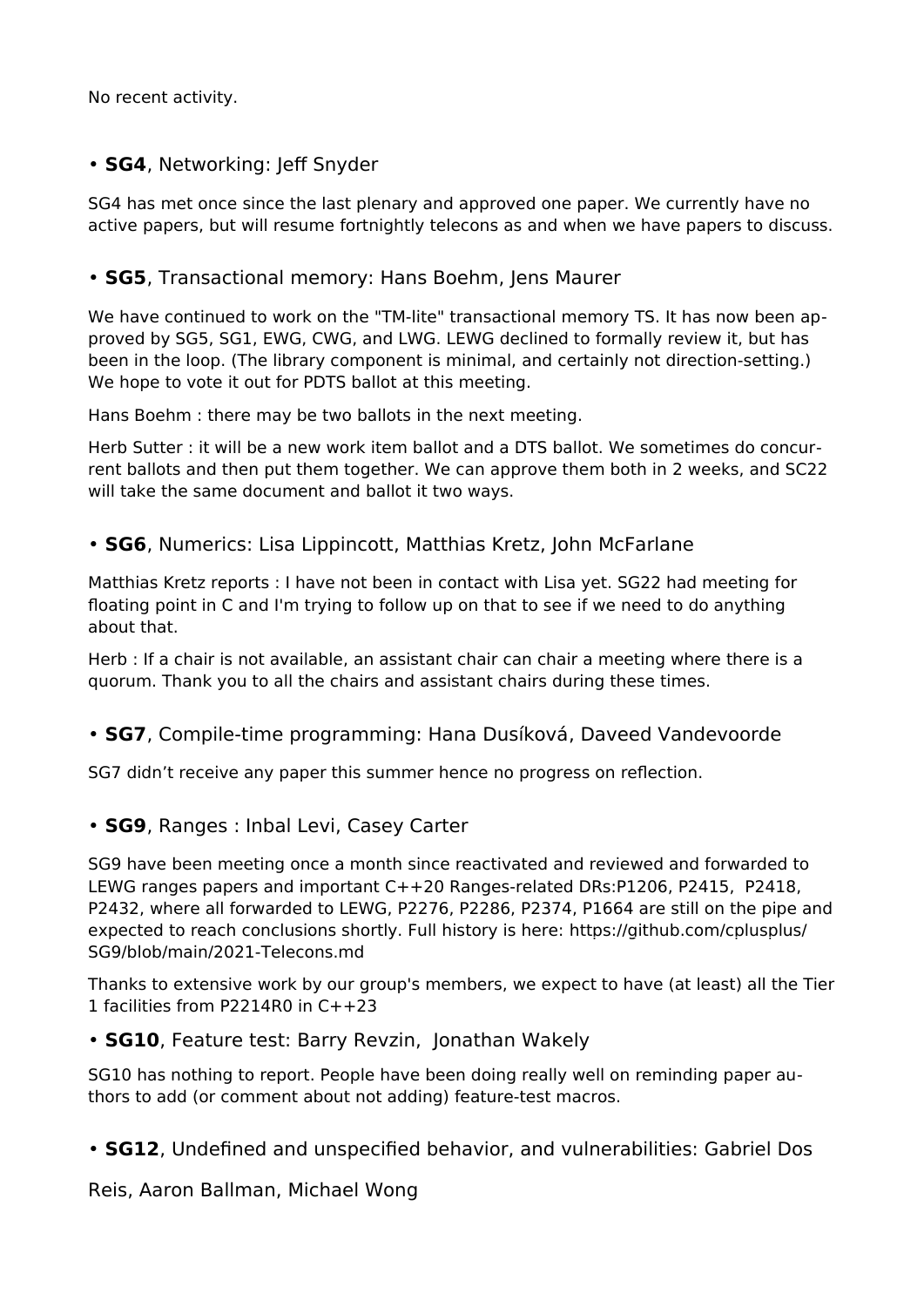No recent activity.

- **SG4**, Networking: Jeff Snyder

SG4 has met once since the last plenary and approved one paper. We currently have no active papers, but will resume fortnightly telecons as and when we have papers to discuss.

- **SG5**, Transactional memory: Hans Boehm, Jens Maurer

We have continued to work on the "TM-lite" transactional memory TS. It has now been approved by SG5, SG1, EWG, CWG, and LWG. LEWG declined to formally review it, but has been in the loop. (The library component is minimal, and certainly not direction-setting.) We hope to vote it out for PDTS ballot at this meeting.

Hans Boehm : there may be two ballots in the next meeting.

Herb Sutter : it will be a new work item ballot and a DTS ballot. We sometimes do concurrent ballots and then put them together. We can approve them both in 2 weeks, and SC22 will take the same document and ballot it two ways.

- **SG6**, Numerics: Lisa Lippincott, Matthias Kretz, John McFarlane

Matthias Kretz reports : I have not been in contact with Lisa yet. SG22 had meeting for floating point in C and I'm trying to follow up on that to see if we need to do anything about that.

Herb : If a chair is not available, an assistant chair can chair a meeting where there is a quorum. Thank you to all the chairs and assistant chairs during these times.

- **SG7**, Compile-time programming: Hana Dusíková, Daveed Vandevoorde

SG7 didn't receive any paper this summer hence no progress on reflection.

- **SG9**, Ranges : Inbal Levi, Casey Carter

SG9 have been meeting once a month since reactivated and reviewed and forwarded to LEWG ranges papers and important C++20 Ranges-related DRs:P1206, P2415,  P2418, P2432, where all forwarded to LEWG, P2276, P2286, P2374, P1664 are still on the pipe and expected to reach conclusions shortly. Full history is here: https://github.com/cplusplus/SG9/blob/main/2021-Telecons.md

Thanks to extensive work by our group's members, we expect to have (at least) all the Tier 1 facilities from P2214R0 in C++23

- **SG10**, Feature test: Barry Revzin,  Jonathan Wakely

SG10 has nothing to report. People have been doing really well on reminding paper authors to add (or comment about not adding) feature-test macros.

- **SG12**, Undefined and unspecified behavior, and vulnerabilities: Gabriel Dos Reis, Aaron Ballman, Michael Wong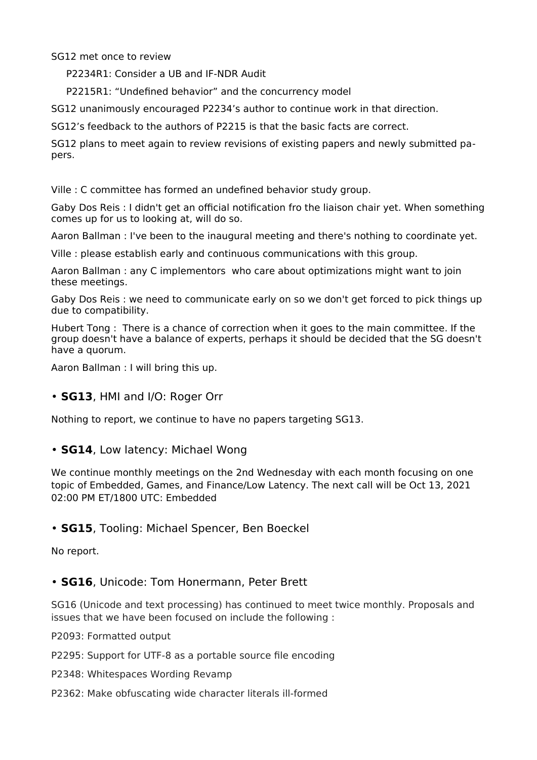SG12 met once to review

P2234R1: Consider a UB and IF-NDR Audit

P2215R1: “Undefined behavior” and the concurrency model

SG12 unanimously encouraged P2234’s author to continue work in that direction.

SG12’s feedback to the authors of P2215 is that the basic facts are correct.

SG12 plans to meet again to review revisions of existing papers and newly submitted papers.

Ville : C committee has formed an undefined behavior study group.

Gaby Dos Reis : I didn't get an official notification fro the liaison chair yet. When something comes up for us to looking at, will do so.

Aaron Ballman : I've been to the inaugural meeting and there's nothing to coordinate yet.

Ville : please establish early and continuous communications with this group.

Aaron Ballman : any C implementors who care about optimizations might want to join these meetings.

Gaby Dos Reis : we need to communicate early on so we don't get forced to pick things up due to compatibility.

Hubert Tong : There is a chance of correction when it goes to the main committee. If the group doesn't have a balance of experts, perhaps it should be decided that the SG doesn't have a quorum.

Aaron Ballman : I will bring this up.

## • **SG13**, HMI and I/O: Roger Orr

Nothing to report, we continue to have no papers targeting SG13.

## • **SG14**, Low latency: Michael Wong

We continue monthly meetings on the 2nd Wednesday with each month focusing on one topic of Embedded, Games, and Finance/Low Latency. The next call will be Oct 13, 2021 02:00 PM ET/1800 UTC: Embedded

## • **SG15**, Tooling: Michael Spencer, Ben Boeckel

No report.

## • **SG16**, Unicode: Tom Honermann, Peter Brett

SG16 (Unicode and text processing) has continued to meet twice monthly. Proposals and issues that we have been focused on include the following :

P2093: Formatted output

P2295: Support for UTF-8 as a portable source file encoding

P2348: Whitespaces Wording Revamp

P2362: Make obfuscating wide character literals ill-formed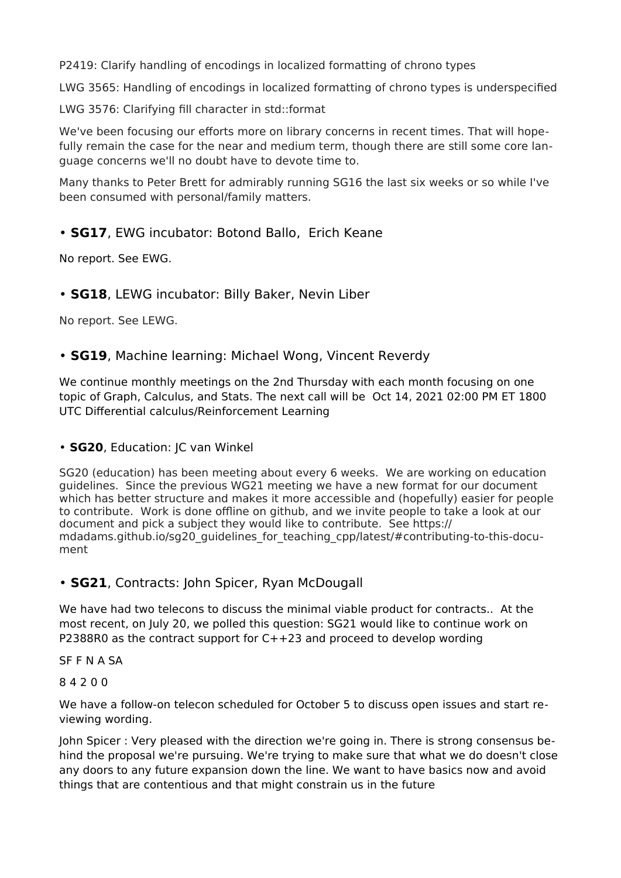P2419: Clarify handling of encodings in localized formatting of chrono types

LWG 3565: Handling of encodings in localized formatting of chrono types is underspecified

LWG 3576: Clarifying fill character in std::format

We've been focusing our efforts more on library concerns in recent times. That will hopefully remain the case for the near and medium term, though there are still some core language concerns we'll no doubt have to devote time to.

Many thanks to Peter Brett for admirably running SG16 the last six weeks or so while I've been consumed with personal/family matters.

## • **SG17**, EWG incubator: Botond Ballo, Erich Keane

No report. See EWG.

## • **SG18**, LEWG incubator: Billy Baker, Nevin Liber

No report. See LEWG.

## • **SG19**, Machine learning: Michael Wong, Vincent Reverdy

We continue monthly meetings on the 2nd Thursday with each month focusing on one topic of Graph, Calculus, and Stats. The next call will be Oct 14, 2021 02:00 PM ET 1800 UTC Differential calculus/Reinforcement Learning

## • **SG20**, Education: JC van Winkel

SG20 (education) has been meeting about every 6 weeks. We are working on education guidelines. Since the previous WG21 meeting we have a new format for our document which has better structure and makes it more accessible and (hopefully) easier for people to contribute. Work is done offline on github, and we invite people to take a look at our document and pick a subject they would like to contribute. See https://mdadams.github.io/sg20_guidelines_for_teaching_cpp/latest/#contributing-to-this-document

## • **SG21**, Contracts: John Spicer, Ryan McDougall

We have had two telecons to discuss the minimal viable product for contracts.. At the most recent, on July 20, we polled this question: SG21 would like to continue work on P2388R0 as the contract support for C++23 and proceed to develop wording

SF F N A SA

8 4 2 0 0

We have a follow-on telecon scheduled for October 5 to discuss open issues and start reviewing wording.

John Spicer : Very pleased with the direction we're going in. There is strong consensus behind the proposal we're pursuing. We're trying to make sure that what we do doesn't close any doors to any future expansion down the line. We want to have basics now and avoid things that are contentious and that might constrain us in the future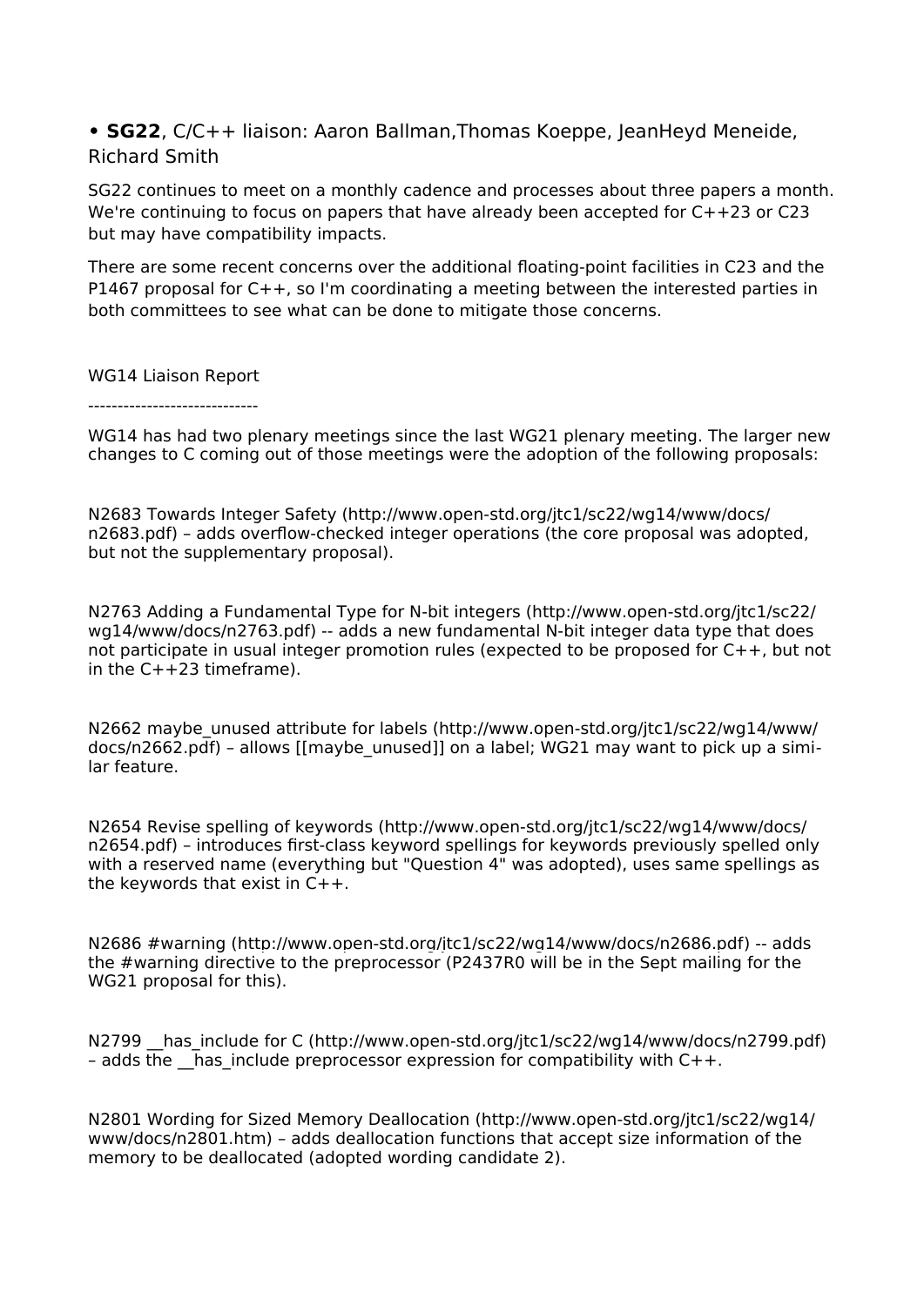- **SG22**, C/C++ liaison: Aaron Ballman,Thomas Koeppe, JeanHeyd Meneide, Richard Smith

SG22 continues to meet on a monthly cadence and processes about three papers a month. We're continuing to focus on papers that have already been accepted for C++23 or C23 but may have compatibility impacts.

There are some recent concerns over the additional floating-point facilities in C23 and the P1467 proposal for C++, so I'm coordinating a meeting between the interested parties in both committees to see what can be done to mitigate those concerns.

WG14 Liaison Report

-----------------------------

WG14 has had two plenary meetings since the last WG21 plenary meeting. The larger new changes to C coming out of those meetings were the adoption of the following proposals:

N2683 Towards Integer Safety (http://www.open-std.org/jtc1/sc22/wg14/www/docs/n2683.pdf) – adds overflow-checked integer operations (the core proposal was adopted, but not the supplementary proposal).

N2763 Adding a Fundamental Type for N-bit integers (http://www.open-std.org/jtc1/sc22/wg14/www/docs/n2763.pdf) -- adds a new fundamental N-bit integer data type that does not participate in usual integer promotion rules (expected to be proposed for C++, but not in the C++23 timeframe).

N2662 maybe_unused attribute for labels (http://www.open-std.org/jtc1/sc22/wg14/www/docs/n2662.pdf) – allows [[maybe_unused]] on a label; WG21 may want to pick up a similar feature.

N2654 Revise spelling of keywords (http://www.open-std.org/jtc1/sc22/wg14/www/docs/n2654.pdf) – introduces first-class keyword spellings for keywords previously spelled only with a reserved name (everything but "Question 4" was adopted), uses same spellings as the keywords that exist in C++.

N2686 #warning (http://www.open-std.org/jtc1/sc22/wg14/www/docs/n2686.pdf) -- adds the #warning directive to the preprocessor (P2437R0 will be in the Sept mailing for the WG21 proposal for this).

N2799 __has_include for C (http://www.open-std.org/jtc1/sc22/wg14/www/docs/n2799.pdf) – adds the __has_include preprocessor expression for compatibility with C++.

N2801 Wording for Sized Memory Deallocation (http://www.open-std.org/jtc1/sc22/wg14/www/docs/n2801.htm) – adds deallocation functions that accept size information of the memory to be deallocated (adopted wording candidate 2).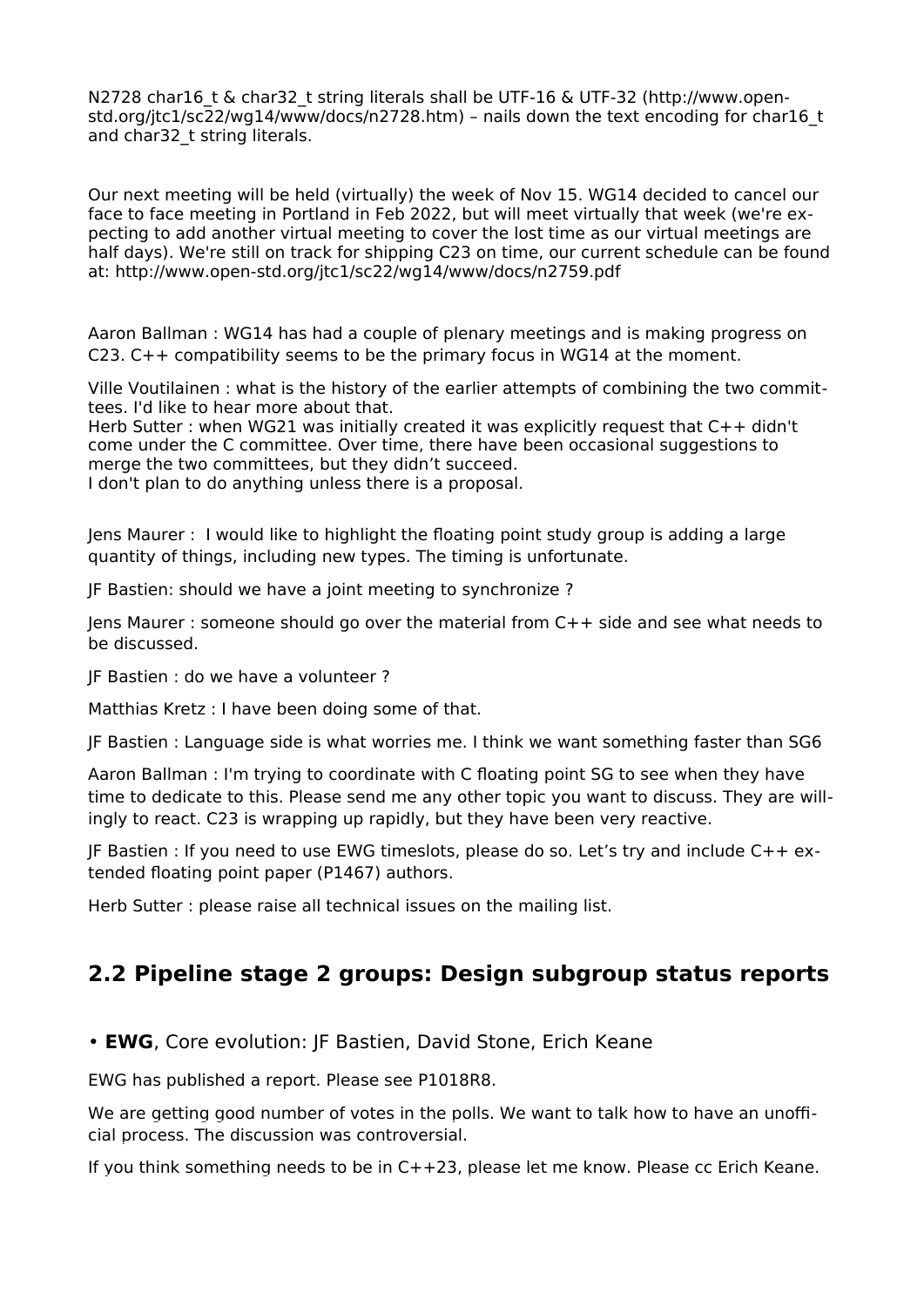N2728 char16_t & char32_t string literals shall be UTF-16 & UTF-32 (http://www.open-std.org/jtc1/sc22/wg14/www/docs/n2728.htm) – nails down the text encoding for char16_t and char32_t string literals.

Our next meeting will be held (virtually) the week of Nov 15. WG14 decided to cancel our face to face meeting in Portland in Feb 2022, but will meet virtually that week (we're expecting to add another virtual meeting to cover the lost time as our virtual meetings are half days). We're still on track for shipping C23 on time, our current schedule can be found at: http://www.open-std.org/jtc1/sc22/wg14/www/docs/n2759.pdf

Aaron Ballman : WG14 has had a couple of plenary meetings and is making progress on C23. C++ compatibility seems to be the primary focus in WG14 at the moment.

Ville Voutilainen : what is the history of the earlier attempts of combining the two committees. I'd like to hear more about that.
Herb Sutter : when WG21 was initially created it was explicitly request that C++ didn't come under the C committee. Over time, there have been occasional suggestions to merge the two committees, but they didn't succeed.
I don't plan to do anything unless there is a proposal.

Jens Maurer : I would like to highlight the floating point study group is adding a large quantity of things, including new types. The timing is unfortunate.

JF Bastien: should we have a joint meeting to synchronize ?

Jens Maurer : someone should go over the material from C++ side and see what needs to be discussed.

JF Bastien : do we have a volunteer ?

Matthias Kretz : I have been doing some of that.

JF Bastien : Language side is what worries me. I think we want something faster than SG6

Aaron Ballman : I'm trying to coordinate with C floating point SG to see when they have time to dedicate to this. Please send me any other topic you want to discuss. They are willingly to react. C23 is wrapping up rapidly, but they have been very reactive.

JF Bastien : If you need to use EWG timeslots, please do so. Let's try and include C++ extended floating point paper (P1467) authors.

Herb Sutter : please raise all technical issues on the mailing list.

## 2.2 Pipeline stage 2 groups: Design subgroup status reports

- **EWG**, Core evolution: JF Bastien, David Stone, Erich Keane

EWG has published a report. Please see P1018R8.

We are getting good number of votes in the polls. We want to talk how to have an unofficial process. The discussion was controversial.

If you think something needs to be in C++23, please let me know. Please cc Erich Keane.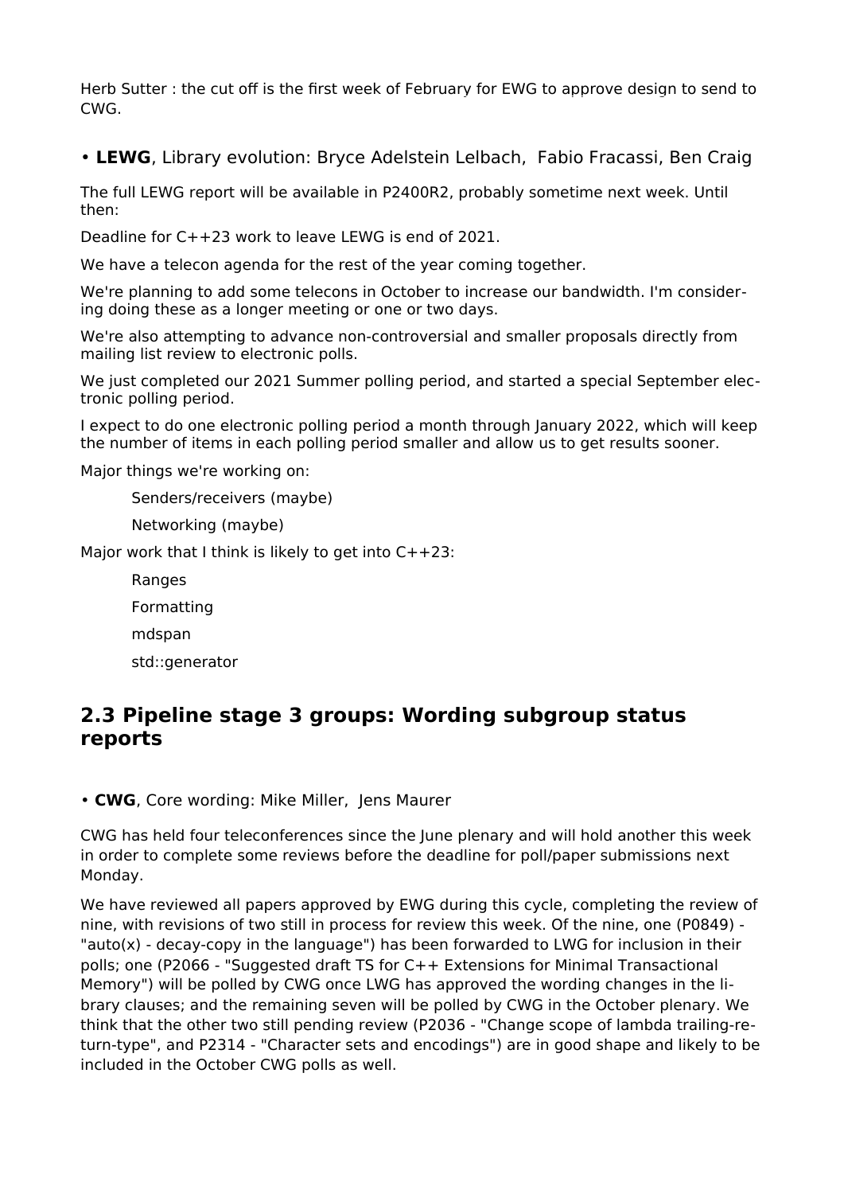Herb Sutter : the cut off is the first week of February for EWG to approve design to send to CWG.

• **LEWG**, Library evolution: Bryce Adelstein Lelbach, Fabio Fracassi, Ben Craig

The full LEWG report will be available in P2400R2, probably sometime next week. Until then:

Deadline for C++23 work to leave LEWG is end of 2021.

We have a telecon agenda for the rest of the year coming together.

We're planning to add some telecons in October to increase our bandwidth. I'm considering doing these as a longer meeting or one or two days.

We're also attempting to advance non-controversial and smaller proposals directly from mailing list review to electronic polls.

We just completed our 2021 Summer polling period, and started a special September electronic polling period.

I expect to do one electronic polling period a month through January 2022, which will keep the number of items in each polling period smaller and allow us to get results sooner.

Major things we're working on:

Senders/receivers (maybe)

Networking (maybe)

Major work that I think is likely to get into C++23:

Ranges

Formatting

mdspan

std::generator

## 2.3 Pipeline stage 3 groups: Wording subgroup status reports

• **CWG**, Core wording: Mike Miller, Jens Maurer

CWG has held four teleconferences since the June plenary and will hold another this week in order to complete some reviews before the deadline for poll/paper submissions next Monday.

We have reviewed all papers approved by EWG during this cycle, completing the review of nine, with revisions of two still in process for review this week. Of the nine, one (P0849) - "auto(x) - decay-copy in the language") has been forwarded to LWG for inclusion in their polls; one (P2066 - "Suggested draft TS for C++ Extensions for Minimal Transactional Memory") will be polled by CWG once LWG has approved the wording changes in the library clauses; and the remaining seven will be polled by CWG in the October plenary. We think that the other two still pending review (P2036 - "Change scope of lambda trailing-return-type", and P2314 - "Character sets and encodings") are in good shape and likely to be included in the October CWG polls as well.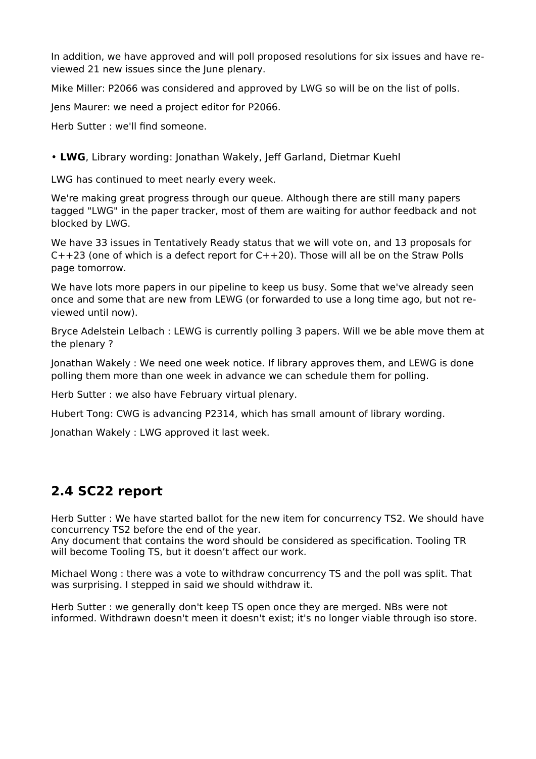In addition, we have approved and will poll proposed resolutions for six issues and have reviewed 21 new issues since the June plenary.

Mike Miller: P2066 was considered and approved by LWG so will be on the list of polls.

Jens Maurer: we need a project editor for P2066.

Herb Sutter : we'll find someone.

- **LWG**, Library wording: Jonathan Wakely, Jeff Garland, Dietmar Kuehl

LWG has continued to meet nearly every week.

We're making great progress through our queue. Although there are still many papers tagged "LWG" in the paper tracker, most of them are waiting for author feedback and not blocked by LWG.

We have 33 issues in Tentatively Ready status that we will vote on, and 13 proposals for C++23 (one of which is a defect report for C++20). Those will all be on the Straw Polls page tomorrow.

We have lots more papers in our pipeline to keep us busy. Some that we've already seen once and some that are new from LEWG (or forwarded to use a long time ago, but not reviewed until now).

Bryce Adelstein Lelbach : LEWG is currently polling 3 papers. Will we be able move them at the plenary ?

Jonathan Wakely : We need one week notice. If library approves them, and LEWG is done polling them more than one week in advance we can schedule them for polling.

Herb Sutter : we also have February virtual plenary.

Hubert Tong: CWG is advancing P2314, which has small amount of library wording.

Jonathan Wakely : LWG approved it last week.

## 2.4 SC22 report

Herb Sutter : We have started ballot for the new item for concurrency TS2. We should have concurrency TS2 before the end of the year.
Any document that contains the word should be considered as specification. Tooling TR will become Tooling TS, but it doesn't affect our work.

Michael Wong : there was a vote to withdraw concurrency TS and the poll was split. That was surprising. I stepped in said we should withdraw it.

Herb Sutter : we generally don't keep TS open once they are merged. NBs were not informed. Withdrawn doesn't meen it doesn't exist; it's no longer viable through iso store.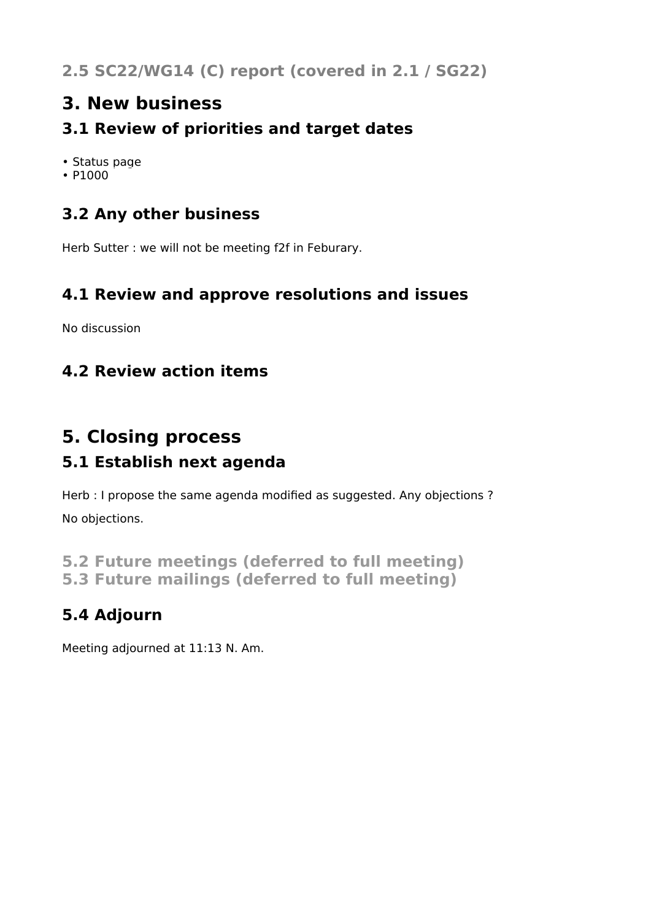### 2.5 SC22/WG14 (C) report (covered in 2.1 / SG22)

## 3. New business

### 3.1 Review of priorities and target dates

- Status page
- P1000

### 3.2 Any other business

Herb Sutter : we will not be meeting f2f in Feburary.

### 4.1 Review and approve resolutions and issues

No discussion

### 4.2 Review action items

## 5. Closing process

### 5.1 Establish next agenda

Herb : I propose the same agenda modified as suggested. Any objections ?

No objections.

### 5.2 Future meetings (deferred to full meeting)

### 5.3 Future mailings (deferred to full meeting)

### 5.4 Adjourn

Meeting adjourned at 11:13 N. Am.